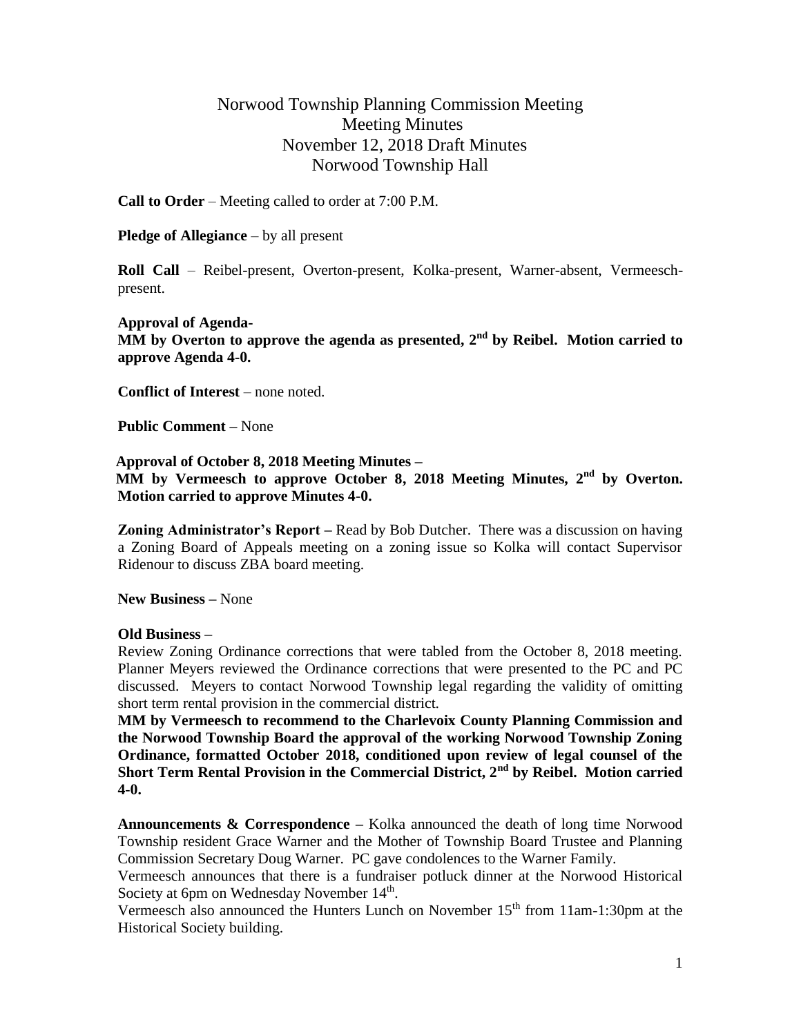# Norwood Township Planning Commission Meeting
## Meeting Minutes
## November 12, 2018 Draft Minutes
## Norwood Township Hall

**Call to Order** – Meeting called to order at 7:00 P.M.

**Pledge of Allegiance** – by all present

**Roll Call** – Reibel-present, Overton-present, Kolka-present, Warner-absent, Vermeesch-present.

**Approval of Agenda-**
**MM by Overton to approve the agenda as presented, 2nd by Reibel. Motion carried to approve Agenda 4-0.**

**Conflict of Interest** – none noted.

**Public Comment –** None

**Approval of October 8, 2018 Meeting Minutes –**
**MM by Vermeesch to approve October 8, 2018 Meeting Minutes, 2nd by Overton. Motion carried to approve Minutes 4-0.**

**Zoning Administrator's Report –** Read by Bob Dutcher. There was a discussion on having a Zoning Board of Appeals meeting on a zoning issue so Kolka will contact Supervisor Ridenour to discuss ZBA board meeting.

**New Business –** None

**Old Business –**
Review Zoning Ordinance corrections that were tabled from the October 8, 2018 meeting. Planner Meyers reviewed the Ordinance corrections that were presented to the PC and PC discussed. Meyers to contact Norwood Township legal regarding the validity of omitting short term rental provision in the commercial district.
**MM by Vermeesch to recommend to the Charlevoix County Planning Commission and the Norwood Township Board the approval of the working Norwood Township Zoning Ordinance, formatted October 2018, conditioned upon review of legal counsel of the Short Term Rental Provision in the Commercial District, 2nd by Reibel. Motion carried 4-0.**

**Announcements & Correspondence –** Kolka announced the death of long time Norwood Township resident Grace Warner and the Mother of Township Board Trustee and Planning Commission Secretary Doug Warner. PC gave condolences to the Warner Family.
Vermeesch announces that there is a fundraiser potluck dinner at the Norwood Historical Society at 6pm on Wednesday November 14th.
Vermeesch also announced the Hunters Lunch on November 15th from 11am-1:30pm at the Historical Society building.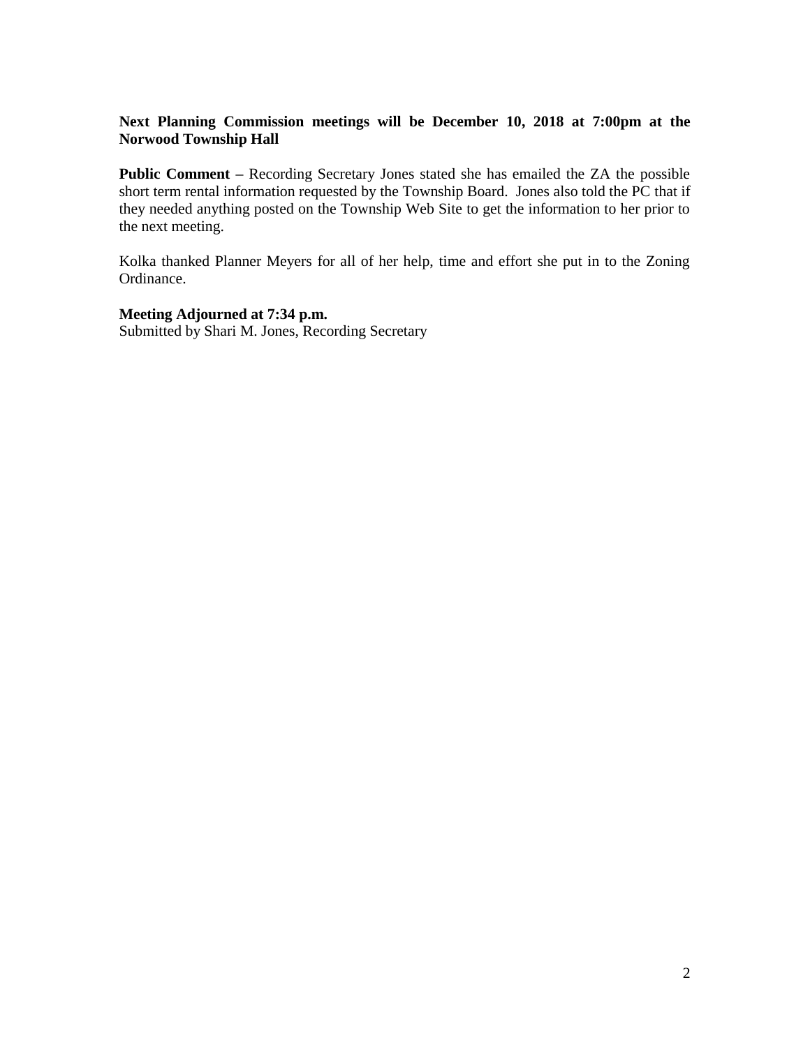**Next Planning Commission meetings will be December 10, 2018 at 7:00pm at the Norwood Township Hall**

**Public Comment** – Recording Secretary Jones stated she has emailed the ZA the possible short term rental information requested by the Township Board. Jones also told the PC that if they needed anything posted on the Township Web Site to get the information to her prior to the next meeting.

Kolka thanked Planner Meyers for all of her help, time and effort she put in to the Zoning Ordinance.

**Meeting Adjourned at 7:34 p.m.**
Submitted by Shari M. Jones, Recording Secretary